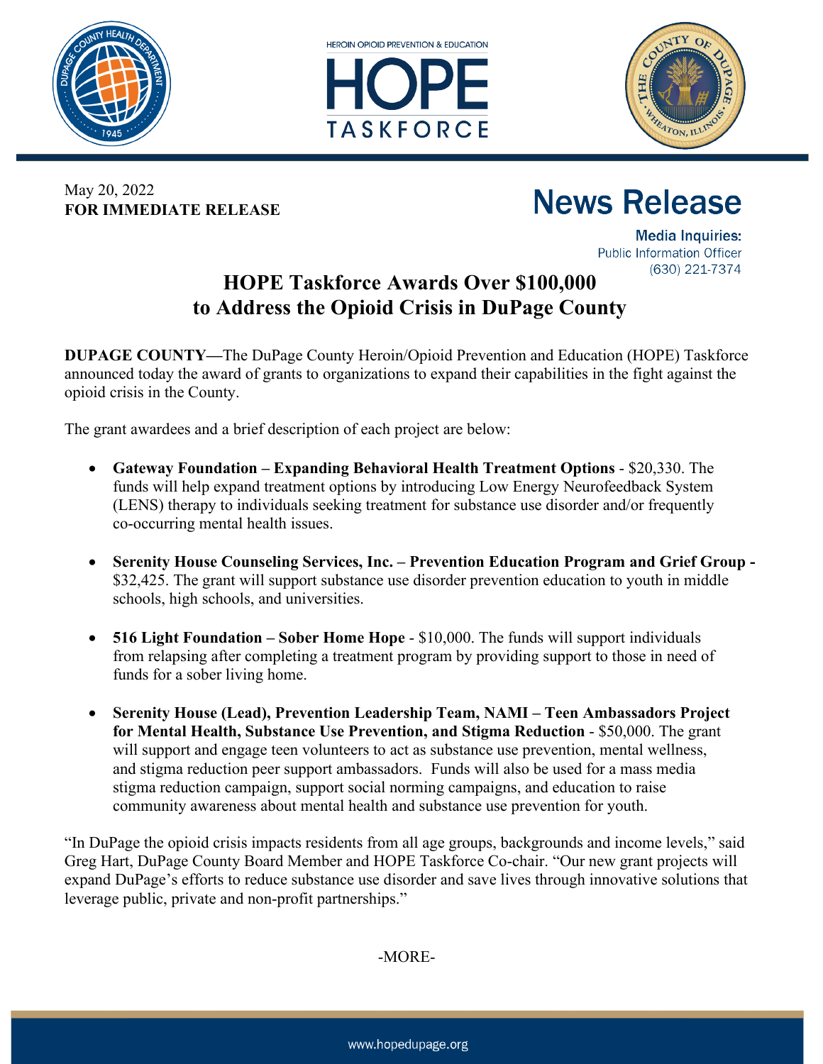May 20, 2022
**FOR IMMEDIATE RELEASE**

# News Release

**Media Inquiries:**
Public Information Officer
(630) 221-7374

## HOPE Taskforce Awards Over $100,000 to Address the Opioid Crisis in DuPage County

**DUPAGE COUNTY—**The DuPage County Heroin/Opioid Prevention and Education (HOPE) Taskforce announced today the award of grants to organizations to expand their capabilities in the fight against the opioid crisis in the County.

The grant awardees and a brief description of each project are below:

- **Gateway Foundation – Expanding Behavioral Health Treatment Options** - $20,330. The funds will help expand treatment options by introducing Low Energy Neurofeedback System (LENS) therapy to individuals seeking treatment for substance use disorder and/or frequently co-occurring mental health issues.

- **Serenity House Counseling Services, Inc. – Prevention Education Program and Grief Group -** $32,425. The grant will support substance use disorder prevention education to youth in middle schools, high schools, and universities.

- **516 Light Foundation – Sober Home Hope** - $10,000. The funds will support individuals from relapsing after completing a treatment program by providing support to those in need of funds for a sober living home.

- **Serenity House (Lead), Prevention Leadership Team, NAMI – Teen Ambassadors Project for Mental Health, Substance Use Prevention, and Stigma Reduction** - $50,000. The grant will support and engage teen volunteers to act as substance use prevention, mental wellness, and stigma reduction peer support ambassadors. Funds will also be used for a mass media stigma reduction campaign, support social norming campaigns, and education to raise community awareness about mental health and substance use prevention for youth.

"In DuPage the opioid crisis impacts residents from all age groups, backgrounds and income levels," said Greg Hart, DuPage County Board Member and HOPE Taskforce Co-chair. "Our new grant projects will expand DuPage's efforts to reduce substance use disorder and save lives through innovative solutions that leverage public, private and non-profit partnerships."

-MORE-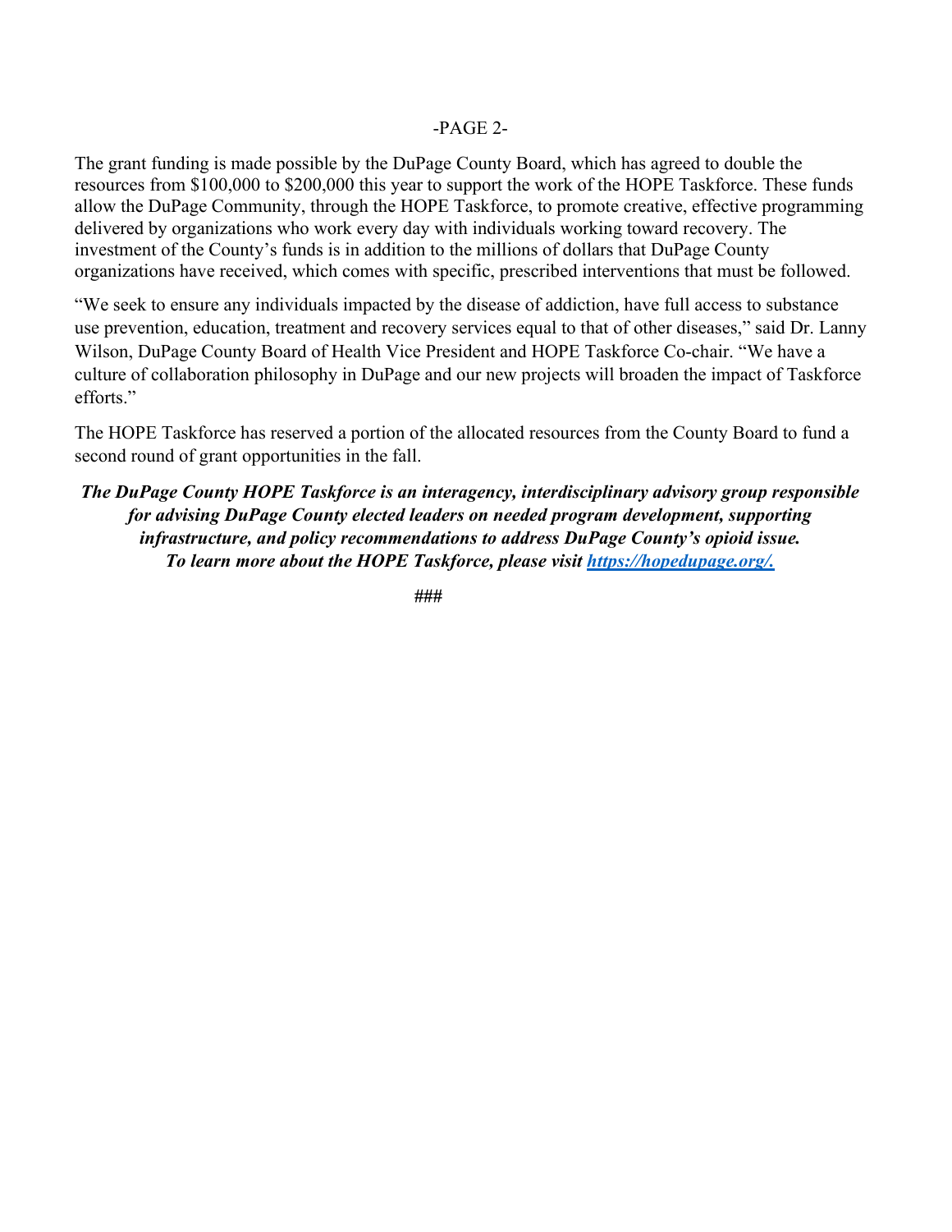The grant funding is made possible by the DuPage County Board, which has agreed to double the resources from $100,000 to $200,000 this year to support the work of the HOPE Taskforce. These funds allow the DuPage Community, through the HOPE Taskforce, to promote creative, effective programming delivered by organizations who work every day with individuals working toward recovery. The investment of the County's funds is in addition to the millions of dollars that DuPage County organizations have received, which comes with specific, prescribed interventions that must be followed.

"We seek to ensure any individuals impacted by the disease of addiction, have full access to substance use prevention, education, treatment and recovery services equal to that of other diseases," said Dr. Lanny Wilson, DuPage County Board of Health Vice President and HOPE Taskforce Co-chair. "We have a culture of collaboration philosophy in DuPage and our new projects will broaden the impact of Taskforce efforts."

The HOPE Taskforce has reserved a portion of the allocated resources from the County Board to fund a second round of grant opportunities in the fall.

***The DuPage County HOPE Taskforce is an interagency, interdisciplinary advisory group responsible for advising DuPage County elected leaders on needed program development, supporting infrastructure, and policy recommendations to address DuPage County's opioid issue.***
***To learn more about the HOPE Taskforce, please visit [https://hopedupage.org/.](https://hopedupage.org/)***

###